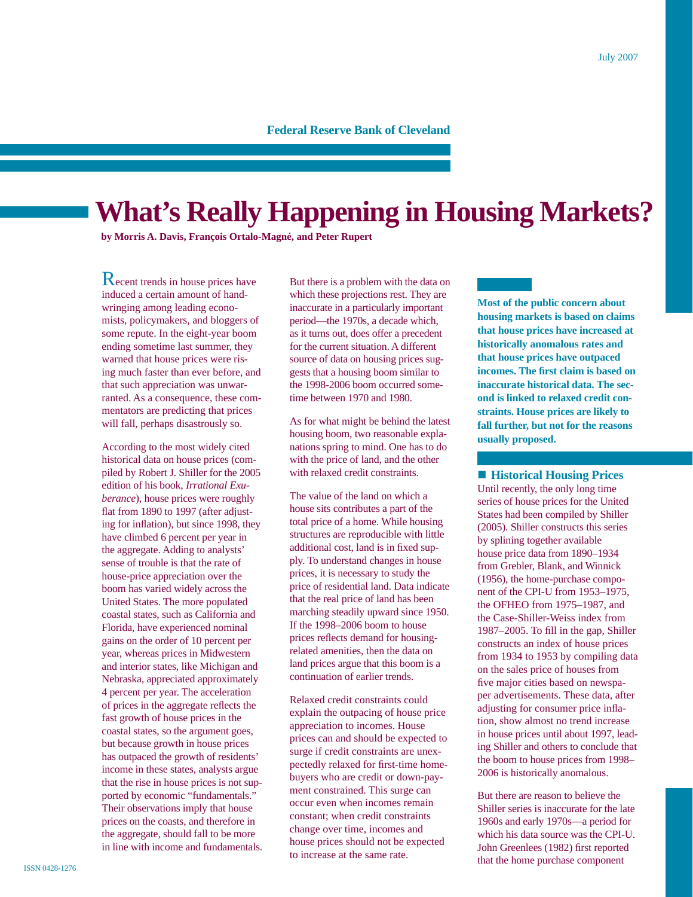Federal Reserve Bank of Cleveland

July 2007

# What's Really Happening in Housing Markets?

**by Morris A. Davis, François Ortalo-Magné, and Peter Rupert**

**Most of the public concern about housing markets is based on claims that house prices have increased at historically anomalous rates and that house prices have outpaced incomes. The first claim is based on inaccurate historical data. The second is linked to relaxed credit constraints. House prices are likely to fall further, but not for the reasons usually proposed.**

Recent trends in house prices have induced a certain amount of handwringing among leading economists, policymakers, and bloggers of some repute. In the eight-year boom ending sometime last summer, they warned that house prices were rising much faster than ever before, and that such appreciation was unwarranted. As a consequence, these commentators are predicting that prices will fall, perhaps disastrously so.

According to the most widely cited historical data on house prices (compiled by Robert J. Shiller for the 2005 edition of his book, *Irrational Exuberance*), house prices were roughly flat from 1890 to 1997 (after adjusting for inflation), but since 1998, they have climbed 6 percent per year in the aggregate. Adding to analysts' sense of trouble is that the rate of house-price appreciation over the boom has varied widely across the United States. The more populated coastal states, such as California and Florida, have experienced nominal gains on the order of 10 percent per year, whereas prices in Midwestern and interior states, like Michigan and Nebraska, appreciated approximately 4 percent per year. The acceleration of prices in the aggregate reflects the fast growth of house prices in the coastal states, so the argument goes, but because growth in house prices has outpaced the growth of residents' income in these states, analysts argue that the rise in house prices is not supported by economic "fundamentals." Their observations imply that house prices on the coasts, and therefore in the aggregate, should fall to be more in line with income and fundamentals.

But there is a problem with the data on which these projections rest. They are inaccurate in a particularly important period—the 1970s, a decade which, as it turns out, does offer a precedent for the current situation. A different source of data on housing prices suggests that a housing boom similar to the 1998-2006 boom occurred sometime between 1970 and 1980.

As for what might be behind the latest housing boom, two reasonable explanations spring to mind. One has to do with the price of land, and the other with relaxed credit constraints.

The value of the land on which a house sits contributes a part of the total price of a home. While housing structures are reproducible with little additional cost, land is in fixed supply. To understand changes in house prices, it is necessary to study the price of residential land. Data indicate that the real price of land has been marching steadily upward since 1950. If the 1998–2006 boom to house prices reflects demand for housing-related amenities, then the data on land prices argue that this boom is a continuation of earlier trends.

Relaxed credit constraints could explain the outpacing of house price appreciation to incomes. House prices can and should be expected to surge if credit constraints are unexpectedly relaxed for first-time homebuyers who are credit or down-payment constrained. This surge can occur even when incomes remain constant; when credit constraints change over time, incomes and house prices should not be expected to increase at the same rate.

## Historical Housing Prices

Until recently, the only long time series of house prices for the United States had been compiled by Shiller (2005). Shiller constructs this series by splining together available house price data from 1890–1934 from Grebler, Blank, and Winnick (1956), the home-purchase component of the CPI-U from 1953–1975, the OFHEO from 1975–1987, and the Case-Shiller-Weiss index from 1987–2005. To fill in the gap, Shiller constructs an index of house prices from 1934 to 1953 by compiling data on the sales price of houses from five major cities based on newspaper advertisements. These data, after adjusting for consumer price inflation, show almost no trend increase in house prices until about 1997, leading Shiller and others to conclude that the boom to house prices from 1998–2006 is historically anomalous.

But there are reason to believe the Shiller series is inaccurate for the late 1960s and early 1970s—a period for which his data source was the CPI-U. John Greenlees (1982) first reported that the home purchase component

ISSN 0428-1276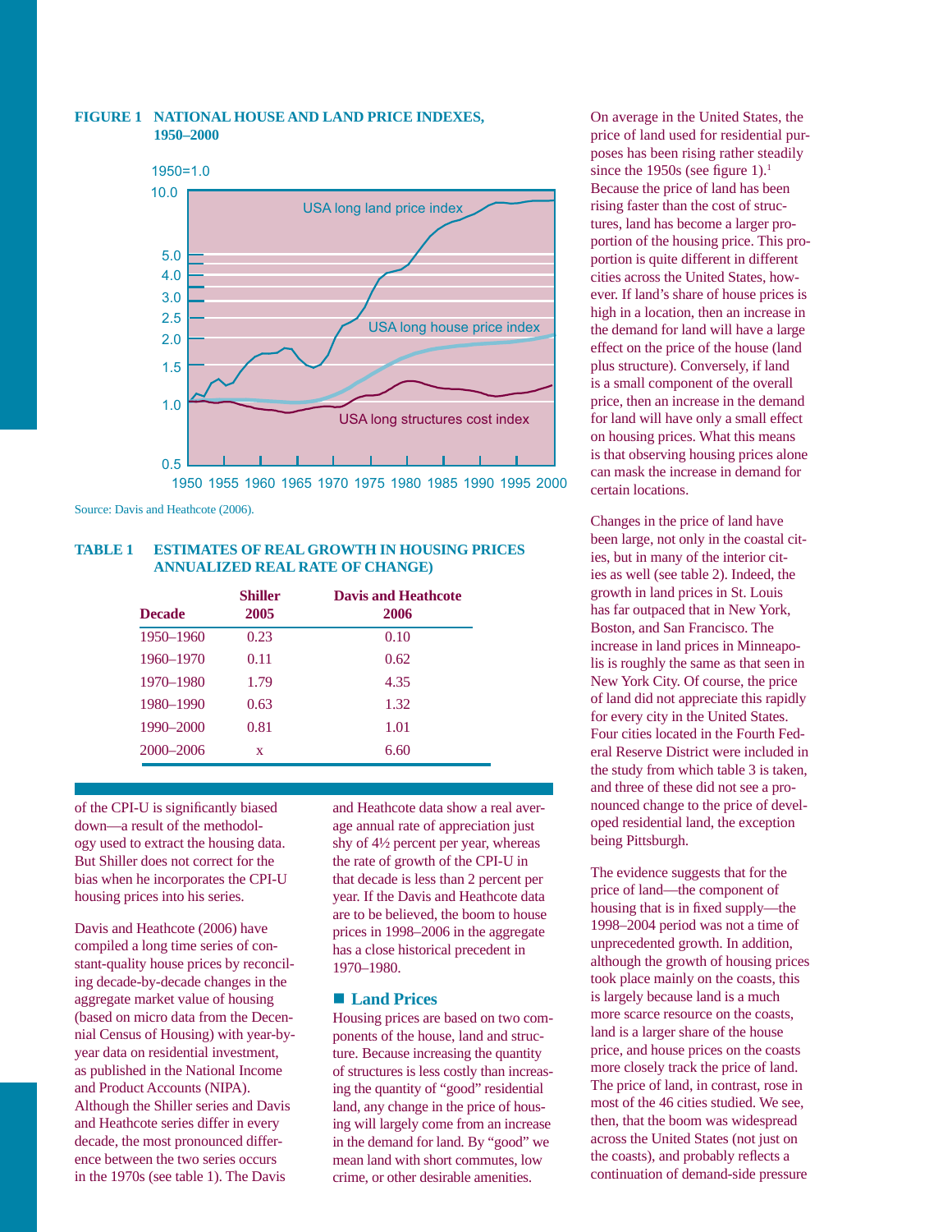**FIGURE 1 NATIONAL HOUSE AND LAND PRICE INDEXES, 1950–2000**

1950=1.0

10.0
5.0
4.0
3.0
2.5
2.0
1.5
1.0
0.5

USA long land price index

USA long house price index

USA long structures cost index

1950 1955 1960 1965 1970 1975 1980 1985 1990 1995 2000

Source: Davis and Heathcote (2006).

**TABLE 1 ESTIMATES OF REAL GROWTH IN HOUSING PRICES ANNUALIZED REAL RATE OF CHANGE)**

| Decade | Shiller 2005 | Davis and Heathcote 2006 |
|---|---|---|
| 1950–1960 | 0.23 | 0.10 |
| 1960–1970 | 0.11 | 0.62 |
| 1970–1980 | 1.79 | 4.35 |
| 1980–1990 | 0.63 | 1.32 |
| 1990–2000 | 0.81 | 1.01 |
| 2000–2006 | x | 6.60 |

of the CPI-U is significantly biased down—a result of the methodology used to extract the housing data. But Shiller does not correct for the bias when he incorporates the CPI-U housing prices into his series.

Davis and Heathcote (2006) have compiled a long time series of constant-quality house prices by reconciling decade-by-decade changes in the aggregate market value of housing (based on micro data from the Decennial Census of Housing) with year-by-year data on residential investment, as published in the National Income and Product Accounts (NIPA). Although the Shiller series and Davis and Heathcote series differ in every decade, the most pronounced difference between the two series occurs in the 1970s (see table 1). The Davis and Heathcote data show a real average annual rate of appreciation just shy of 4½ percent per year, whereas the rate of growth of the CPI-U in that decade is less than 2 percent per year. If the Davis and Heathcote data are to be believed, the boom to house prices in 1998–2006 in the aggregate has a close historical precedent in 1970–1980.

## Land Prices

Housing prices are based on two components of the house, land and structure. Because increasing the quantity of structures is less costly than increasing the quantity of "good" residential land, any change in the price of housing will largely come from an increase in the demand for land. By "good" we mean land with short commutes, low crime, or other desirable amenities.

On average in the United States, the price of land used for residential purposes has been rising rather steadily since the 1950s (see figure 1).[1] Because the price of land has been rising faster than the cost of structures, land has become a larger proportion of the housing price. This proportion is quite different in different cities across the United States, however. If land's share of house prices is high in a location, then an increase in the demand for land will have a large effect on the price of the house (land plus structure). Conversely, if land is a small component of the overall price, then an increase in the demand for land will have only a small effect on housing prices. What this means is that observing housing prices alone can mask the increase in demand for certain locations.

Changes in the price of land have been large, not only in the coastal cities, but in many of the interior cities as well (see table 2). Indeed, the growth in land prices in St. Louis has far outpaced that in New York, Boston, and San Francisco. The increase in land prices in Minneapolis is roughly the same as that seen in New York City. Of course, the price of land did not appreciate this rapidly for every city in the United States. Four cities located in the Fourth Federal Reserve District were included in the study from which table 3 is taken, and three of these did not see a pronounced change to the price of developed residential land, the exception being Pittsburgh.

The evidence suggests that for the price of land—the component of housing that is in fixed supply—the 1998–2004 period was not a time of unprecedented growth. In addition, although the growth of housing prices took place mainly on the coasts, this is largely because land is a much more scarce resource on the coasts, land is a larger share of the house price, and house prices on the coasts more closely track the price of land. The price of land, in contrast, rose in most of the 46 cities studied. We see, then, that the boom was widespread across the United States (not just on the coasts), and probably reflects a continuation of demand-side pressure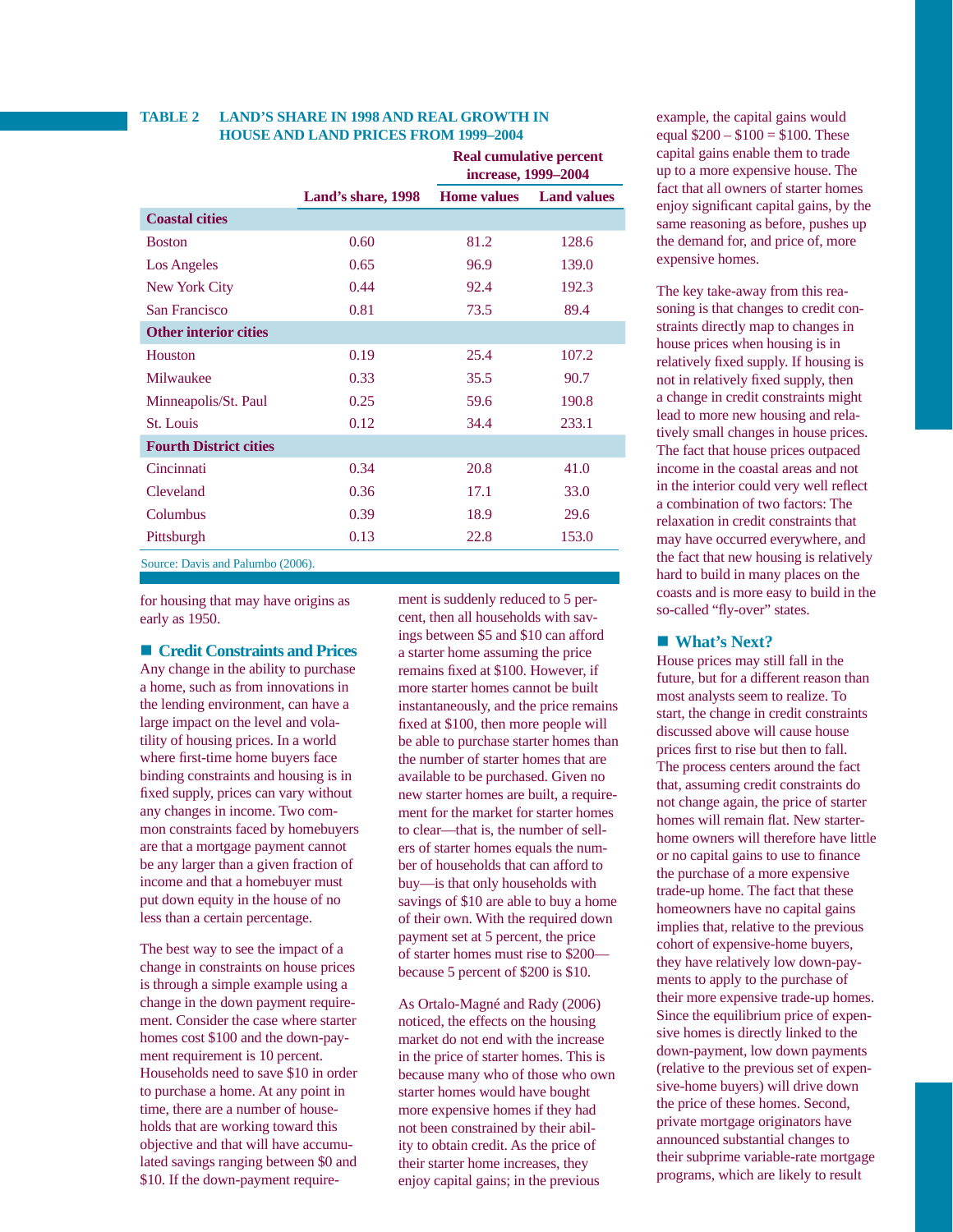**TABLE 2 LAND'S SHARE IN 1998 AND REAL GROWTH IN HOUSE AND LAND PRICES FROM 1999–2004**

| | Land's share, 1998 | Real cumulative percent increase, 1999–2004 | |
|---|---|---|---|
| | | Home values | Land values |
| **Coastal cities** | | | |
| Boston | 0.60 | 81.2 | 128.6 |
| Los Angeles | 0.65 | 96.9 | 139.0 |
| New York City | 0.44 | 92.4 | 192.3 |
| San Francisco | 0.81 | 73.5 | 89.4 |
| **Other interior cities** | | | |
| Houston | 0.19 | 25.4 | 107.2 |
| Milwaukee | 0.33 | 35.5 | 90.7 |
| Minneapolis/St. Paul | 0.25 | 59.6 | 190.8 |
| St. Louis | 0.12 | 34.4 | 233.1 |
| **Fourth District cities** | | | |
| Cincinnati | 0.34 | 20.8 | 41.0 |
| Cleveland | 0.36 | 17.1 | 33.0 |
| Columbus | 0.39 | 18.9 | 29.6 |
| Pittsburgh | 0.13 | 22.8 | 153.0 |

Source: Davis and Palumbo (2006).

for housing that may have origins as early as 1950.

## Credit Constraints and Prices

Any change in the ability to purchase a home, such as from innovations in the lending environment, can have a large impact on the level and volatility of housing prices. In a world where first-time home buyers face binding constraints and housing is in fixed supply, prices can vary without any changes in income. Two common constraints faced by homebuyers are that a mortgage payment cannot be any larger than a given fraction of income and that a homebuyer must put down equity in the house of no less than a certain percentage.

The best way to see the impact of a change in constraints on house prices is through a simple example using a change in the down payment requirement. Consider the case where starter homes cost $100 and the down-payment requirement is 10 percent. Households need to save $10 in order to purchase a home. At any point in time, there are a number of households that are working toward this objective and that will have accumulated savings ranging between $0 and $10. If the down-payment requirement is suddenly reduced to 5 percent, then all households with savings between $5 and $10 can afford a starter home assuming the price remains fixed at $100. However, if more starter homes cannot be built instantaneously, and the price remains fixed at $100, then more people will be able to purchase starter homes than the number of starter homes that are available to be purchased. Given no new starter homes are built, a requirement for the market for starter homes to clear—that is, the number of sellers of starter homes equals the number of households that can afford to buy—is that only households with savings of $10 are able to buy a home of their own. With the required down payment set at 5 percent, the price of starter homes must rise to $200—because 5 percent of $200 is $10.

As Ortalo-Magné and Rady (2006) noticed, the effects on the housing market do not end with the increase in the price of starter homes. This is because many who of those who own starter homes would have bought more expensive homes if they had not been constrained by their ability to obtain credit. As the price of their starter home increases, they enjoy capital gains; in the previous example, the capital gains would equal $200 – $100 = $100. These capital gains enable them to trade up to a more expensive house. The fact that all owners of starter homes enjoy significant capital gains, by the same reasoning as before, pushes up the demand for, and price of, more expensive homes.

The key take-away from this reasoning is that changes to credit constraints directly map to changes in house prices when housing is in relatively fixed supply. If housing is not in relatively fixed supply, then a change in credit constraints might lead to more new housing and relatively small changes in house prices. The fact that house prices outpaced income in the coastal areas and not in the interior could very well reflect a combination of two factors: The relaxation in credit constraints that may have occurred everywhere, and the fact that new housing is relatively hard to build in many places on the coasts and is more easy to build in the so-called "fly-over" states.

## What's Next?

House prices may still fall in the future, but for a different reason than most analysts seem to realize. To start, the change in credit constraints discussed above will cause house prices first to rise but then to fall. The process centers around the fact that, assuming credit constraints do not change again, the price of starter homes will remain flat. New starter-home owners will therefore have little or no capital gains to use to finance the purchase of a more expensive trade-up home. The fact that these homeowners have no capital gains implies that, relative to the previous cohort of expensive-home buyers, they have relatively low down-payments to apply to the purchase of their more expensive trade-up homes. Since the equilibrium price of expensive homes is directly linked to the down-payment, low down payments (relative to the previous set of expensive-home buyers) will drive down the price of these homes. Second, private mortgage originators have announced substantial changes to their subprime variable-rate mortgage programs, which are likely to result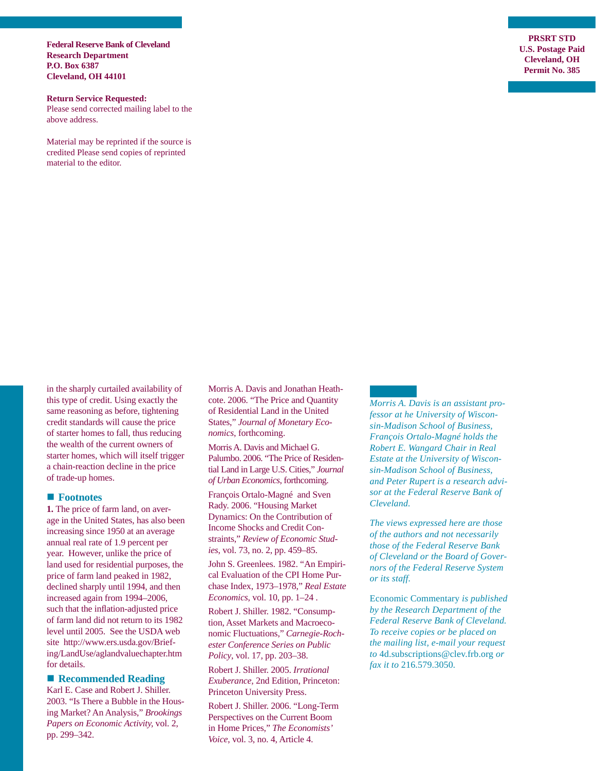Federal Reserve Bank of Cleveland
Research Department
P.O. Box 6387
Cleveland, OH 44101

**Return Service Requested:**
Please send corrected mailing label to the above address.

Material may be reprinted if the source is credited Please send copies of reprinted material to the editor.

**PRSRT STD**
**U.S. Postage Paid**
**Cleveland, OH**
**Permit No. 385**

in the sharply curtailed availability of this type of credit. Using exactly the same reasoning as before, tightening credit standards will cause the price of starter homes to fall, thus reducing the wealth of the current owners of starter homes, which will itself trigger a chain-reaction decline in the price of trade-up homes.

## Footnotes

**1.** The price of farm land, on average in the United States, has also been increasing since 1950 at an average annual real rate of 1.9 percent per year. However, unlike the price of land used for residential purposes, the price of farm land peaked in 1982, declined sharply until 1994, and then increased again from 1994–2006, such that the inflation-adjusted price of farm land did not return to its 1982 level until 2005. See the USDA web site http://www.ers.usda.gov/Briefing/LandUse/aglandvaluechapter.htm for details.

## Recommended Reading

Karl E. Case and Robert J. Shiller. 2003. "Is There a Bubble in the Housing Market? An Analysis," *Brookings Papers on Economic Activity*, vol. 2, pp. 299–342.

Morris A. Davis and Jonathan Heathcote. 2006. "The Price and Quantity of Residential Land in the United States," *Journal of Monetary Economics*, forthcoming.

Morris A. Davis and Michael G. Palumbo. 2006. "The Price of Residential Land in Large U.S. Cities," *Journal of Urban Economics*, forthcoming.

François Ortalo-Magné and Sven Rady. 2006. "Housing Market Dynamics: On the Contribution of Income Shocks and Credit Constraints," *Review of Economic Studies*, vol. 73, no. 2, pp. 459–85.

John S. Greenlees. 1982. "An Empirical Evaluation of the CPI Home Purchase Index, 1973–1978," *Real Estate Economics*, vol. 10, pp. 1–24 .

Robert J. Shiller. 1982. "Consumption, Asset Markets and Macroeconomic Fluctuations," *Carnegie-Rochester Conference Series on Public Policy*, vol. 17, pp. 203–38.

Robert J. Shiller. 2005. *Irrational Exuberance*, 2nd Edition, Princeton: Princeton University Press.

Robert J. Shiller. 2006. "Long-Term Perspectives on the Current Boom in Home Prices," *The Economists' Voice*, vol. 3, no. 4, Article 4.

*Morris A. Davis is an assistant professor at he University of Wisconsin-Madison School of Business, François Ortalo-Magné holds the Robert E. Wangard Chair in Real Estate at the University of Wisconsin-Madison School of Business, and Peter Rupert is a research advisor at the Federal Reserve Bank of Cleveland.*

*The views expressed here are those of the authors and not necessarily those of the Federal Reserve Bank of Cleveland or the Board of Governors of the Federal Reserve System or its staff.*

Economic Commentary *is published by the Research Department of the Federal Reserve Bank of Cleveland. To receive copies or be placed on the mailing list, e-mail your request to* 4d.subscriptions@clev.frb.org *or fax it to* 216.579.3050.